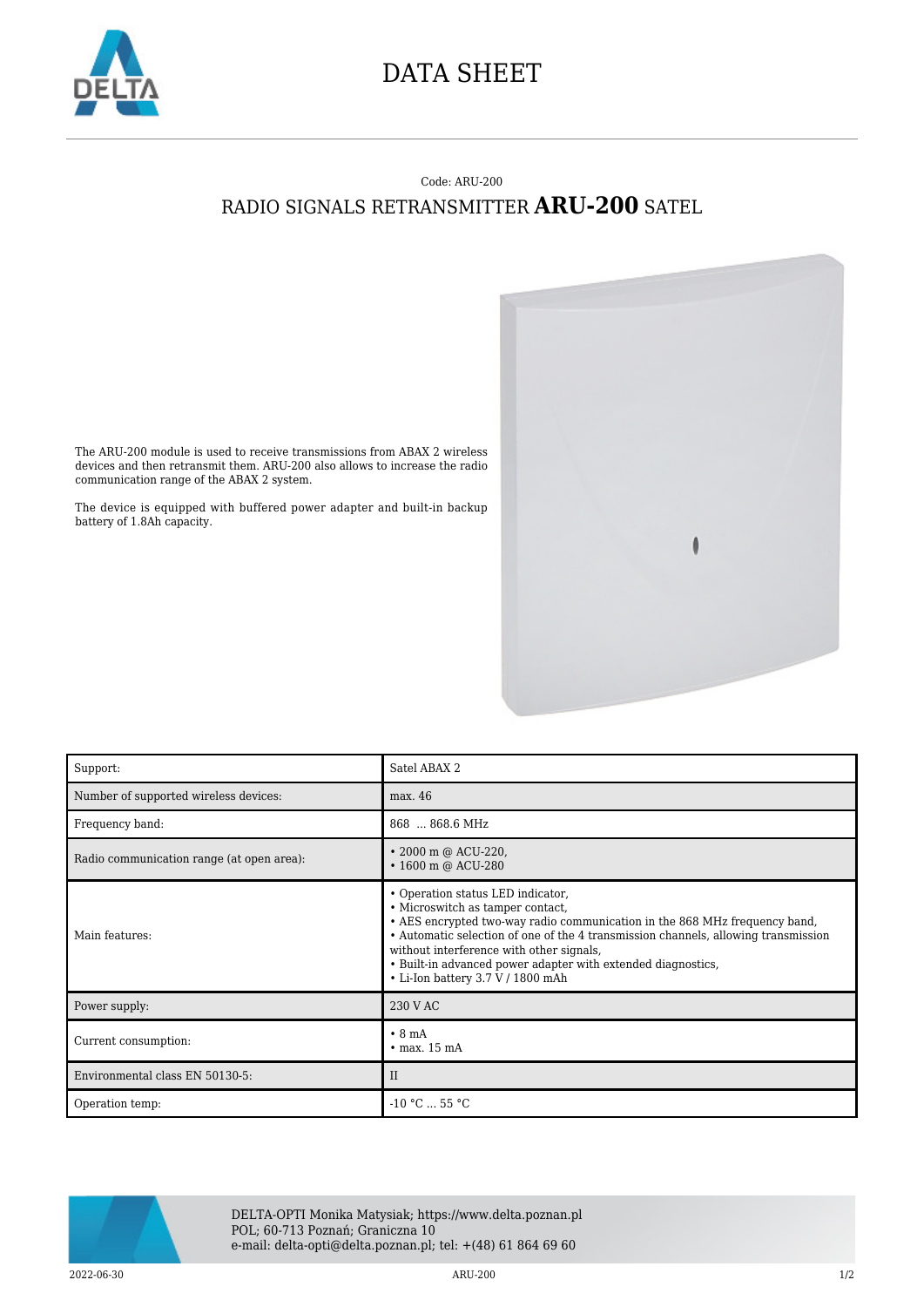# DATA SHEET

Code: ARU-200

## RADIO SIGNALS RETRANSMITTER **ARU-200** SATEL

The ARU-200 module is used to receive transmissions from ABAX 2 wireless devices and then retransmit them. ARU-200 also allows to increase the radio communication range of the ABAX 2 system.

The device is equipped with buffered power adapter and built-in backup battery of 1.8Ah capacity.

| | |
|---|---|
| Support: | Satel ABAX 2 |
| Number of supported wireless devices: | max. 46 |
| Frequency band: | 868 ... 868.6 MHz |
| Radio communication range (at open area): | • 2000 m @ ACU-220,<br>• 1600 m @ ACU-280 |
| Main features: | • Operation status LED indicator,<br>• Microswitch as tamper contact,<br>• AES encrypted two-way radio communication in the 868 MHz frequency band,<br>• Automatic selection of one of the 4 transmission channels, allowing transmission without interference with other signals,<br>• Built-in advanced power adapter with extended diagnostics,<br>• Li-Ion battery 3.7 V / 1800 mAh |
| Power supply: | 230 V AC |
| Current consumption: | • 8 mA<br>• max. 15 mA |
| Environmental class EN 50130-5: | II |
| Operation temp: | -10 °C ... 55 °C |

DELTA-OPTI Monika Matysiak; https://www.delta.poznan.pl
POL; 60-713 Poznań; Graniczna 10
e-mail: delta-opti@delta.poznan.pl; tel: +(48) 61 864 69 60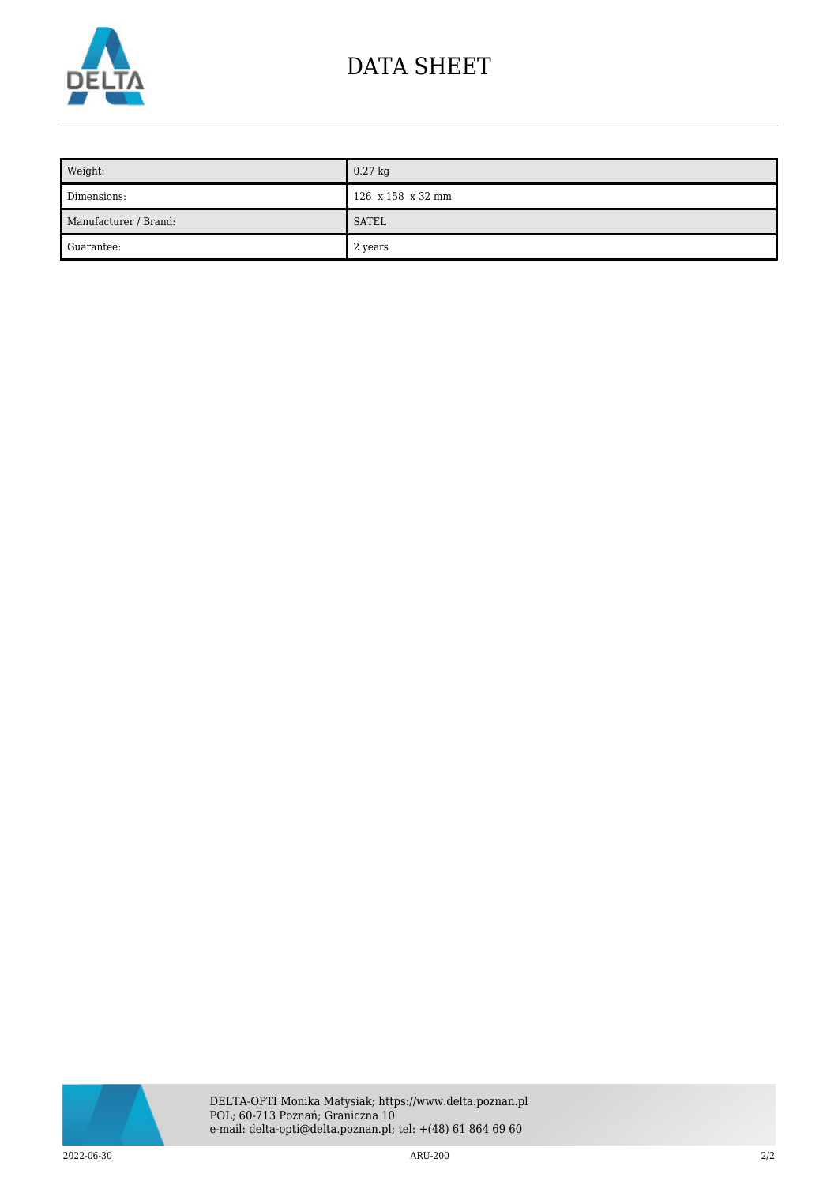# DATA SHEET

| | |
|---|---|
| Weight: | 0.27 kg |
| Dimensions: | 126 x 158 x 32 mm |
| Manufacturer / Brand: | SATEL |
| Guarantee: | 2 years |

DELTA-OPTI Monika Matysiak; https://www.delta.poznan.pl
POL; 60-713 Poznań; Graniczna 10
e-mail: delta-opti@delta.poznan.pl; tel: +(48) 61 864 69 60